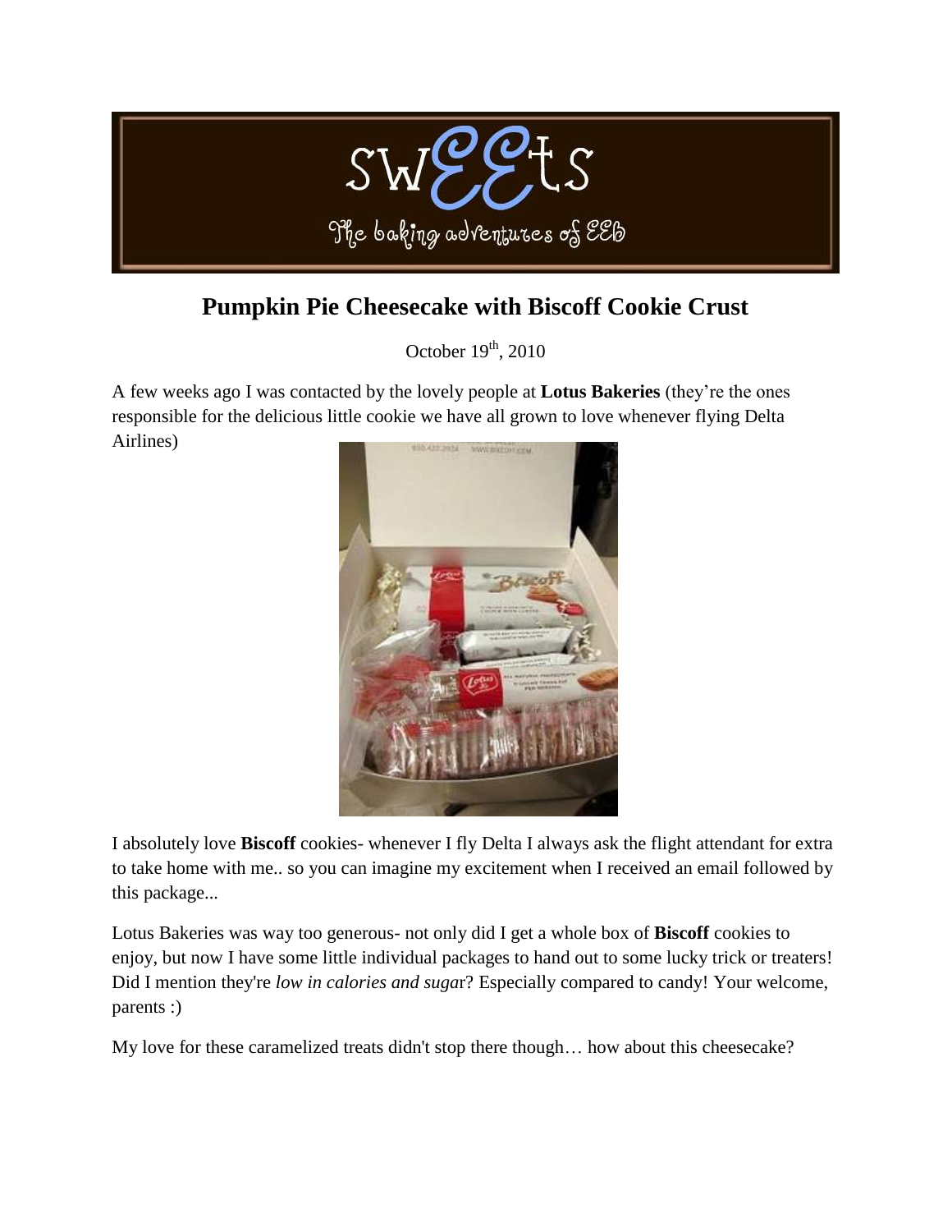# Pumpkin Pie Cheesecake with Biscoff Cookie Crust

October 19th, 2010

A few weeks ago I was contacted by the lovely people at **Lotus Bakeries** (they're the ones responsible for the delicious little cookie we have all grown to love whenever flying Delta Airlines)

I absolutely love **Biscoff** cookies- whenever I fly Delta I always ask the flight attendant for extra to take home with me.. so you can imagine my excitement when I received an email followed by this package...

Lotus Bakeries was way too generous- not only did I get a whole box of **Biscoff** cookies to enjoy, but now I have some little individual packages to hand out to some lucky trick or treaters! Did I mention they're *low in calories and suga*r? Especially compared to candy! Your welcome, parents :)

My love for these caramelized treats didn't stop there though… how about this cheesecake?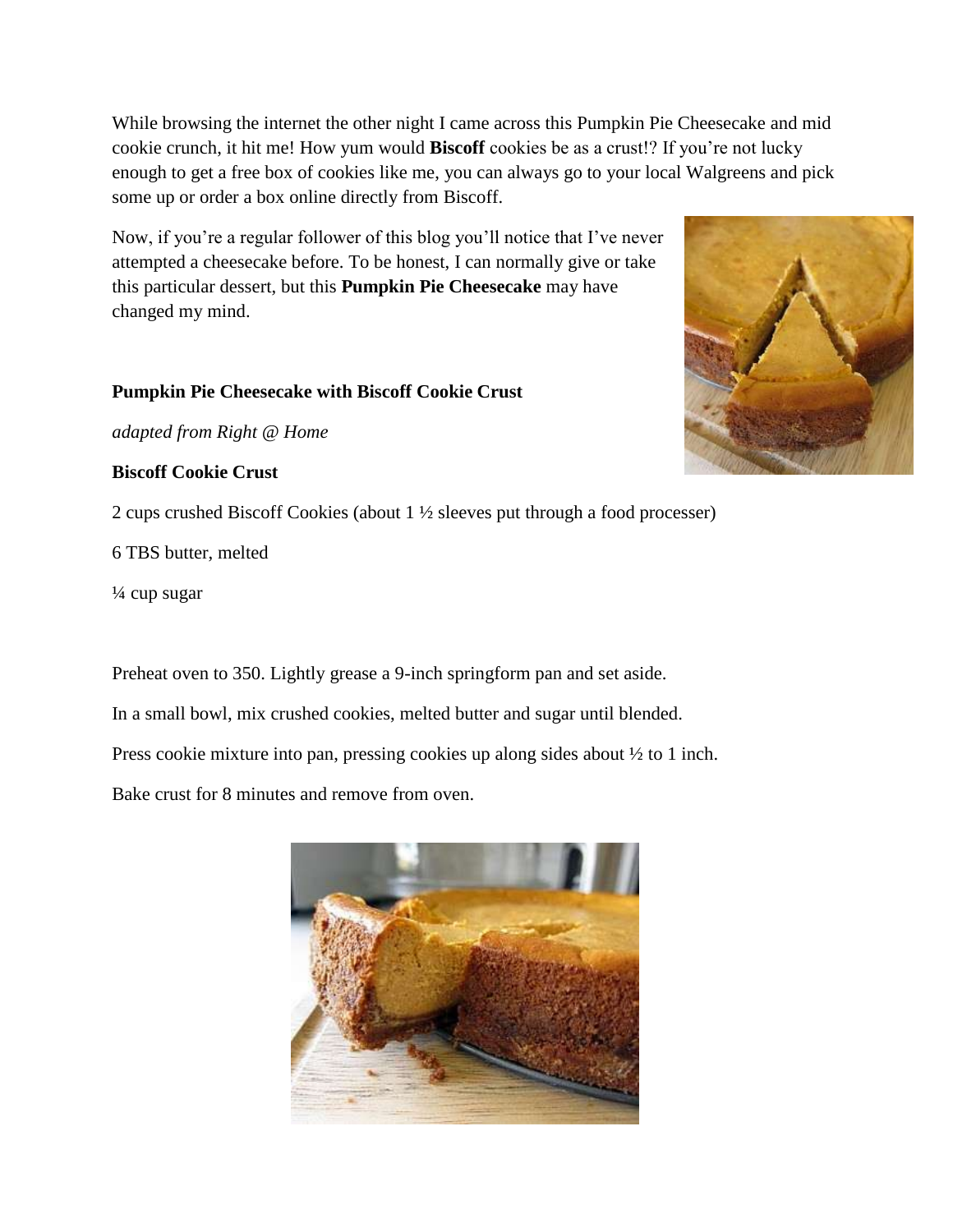While browsing the internet the other night I came across this Pumpkin Pie Cheesecake and mid cookie crunch, it hit me! How yum would **Biscoff** cookies be as a crust!? If you're not lucky enough to get a free box of cookies like me, you can always go to your local Walgreens and pick some up or order a box online directly from Biscoff.

Now, if you're a regular follower of this blog you'll notice that I've never attempted a cheesecake before. To be honest, I can normally give or take this particular dessert, but this **Pumpkin Pie Cheesecake** may have changed my mind.

**Pumpkin Pie Cheesecake with Biscoff Cookie Crust**

*adapted from Right @ Home*

**Biscoff Cookie Crust**

2 cups crushed Biscoff Cookies (about 1 ½ sleeves put through a food processer)

6 TBS butter, melted

¼ cup sugar

Preheat oven to 350. Lightly grease a 9-inch springform pan and set aside.

In a small bowl, mix crushed cookies, melted butter and sugar until blended.

Press cookie mixture into pan, pressing cookies up along sides about ½ to 1 inch.

Bake crust for 8 minutes and remove from oven.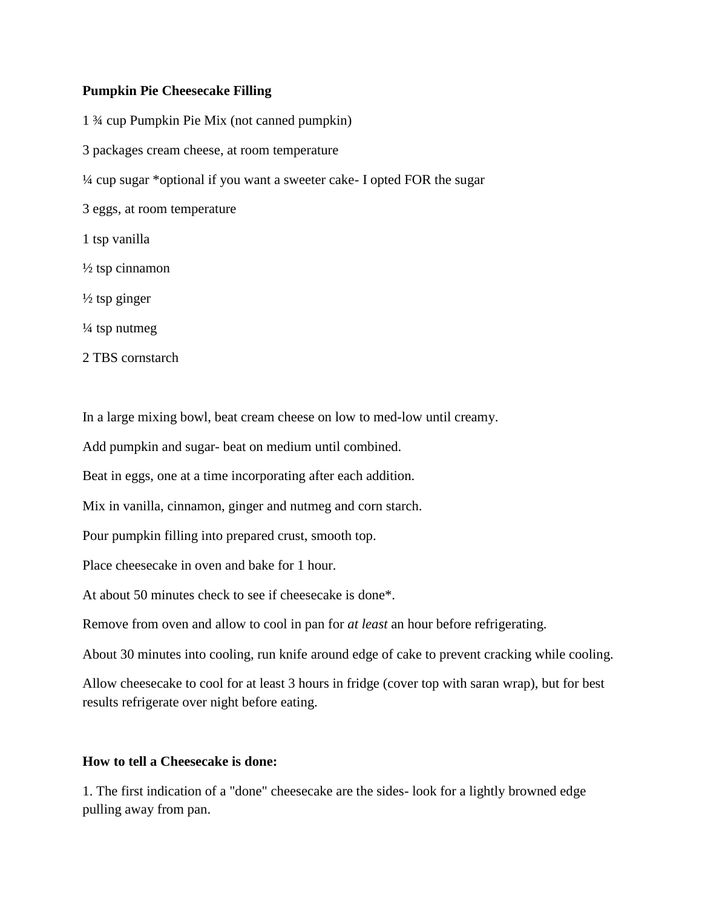**Pumpkin Pie Cheesecake Filling**

1 ¾ cup Pumpkin Pie Mix (not canned pumpkin)

3 packages cream cheese, at room temperature

¼ cup sugar *optional if you want a sweeter cake- I opted FOR the sugar

3 eggs, at room temperature

1 tsp vanilla

½ tsp cinnamon

½ tsp ginger

¼ tsp nutmeg

2 TBS cornstarch

In a large mixing bowl, beat cream cheese on low to med-low until creamy.

Add pumpkin and sugar- beat on medium until combined.

Beat in eggs, one at a time incorporating after each addition.

Mix in vanilla, cinnamon, ginger and nutmeg and corn starch.

Pour pumpkin filling into prepared crust, smooth top.

Place cheesecake in oven and bake for 1 hour.

At about 50 minutes check to see if cheesecake is done*.

Remove from oven and allow to cool in pan for *at least* an hour before refrigerating.

About 30 minutes into cooling, run knife around edge of cake to prevent cracking while cooling.

Allow cheesecake to cool for at least 3 hours in fridge (cover top with saran wrap), but for best results refrigerate over night before eating.

**How to tell a Cheesecake is done:**

1. The first indication of a "done" cheesecake are the sides- look for a lightly browned edge pulling away from pan.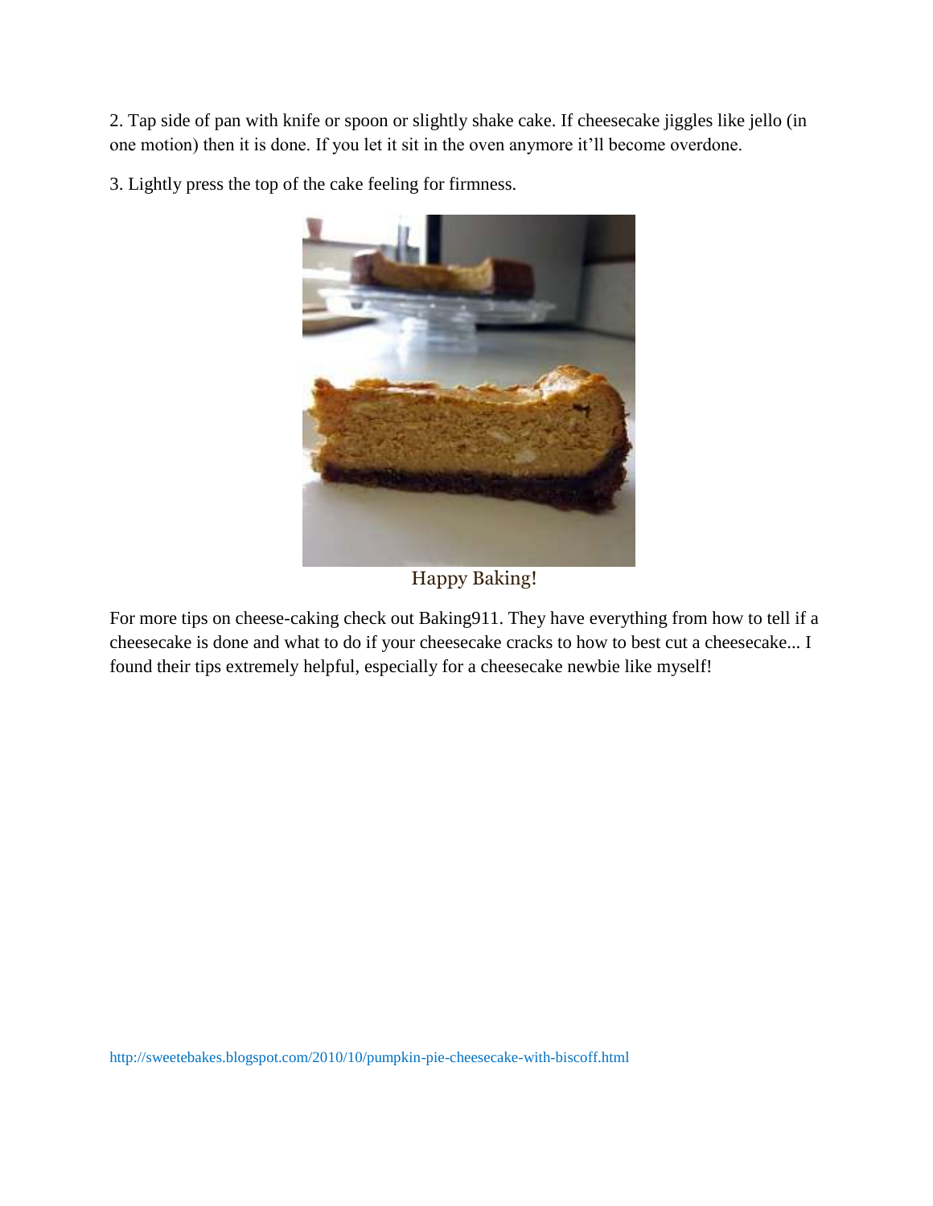2. Tap side of pan with knife or spoon or slightly shake cake. If cheesecake jiggles like jello (in one motion) then it is done. If you let it sit in the oven anymore it'll become overdone.

3. Lightly press the top of the cake feeling for firmness.

Happy Baking!

For more tips on cheese-caking check out Baking911. They have everything from how to tell if a cheesecake is done and what to do if your cheesecake cracks to how to best cut a cheesecake... I found their tips extremely helpful, especially for a cheesecake newbie like myself!

http://sweetebakes.blogspot.com/2010/10/pumpkin-pie-cheesecake-with-biscoff.html